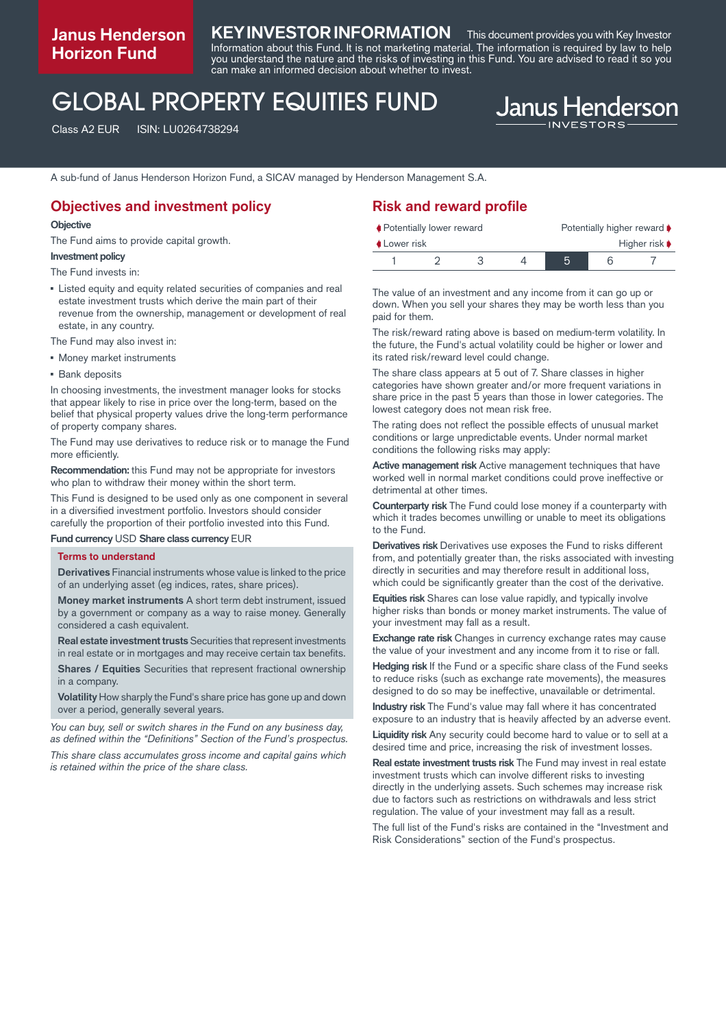**Janus Henderson Horizon Fund**

**KEY INVESTOR INFORMATION** This document provides you with Key Investor Information about this Fund. It is not marketing material. The information is required by law to help you understand the nature and the risks of investing in this Fund. You are advised to read it so you can make an informed decision about whether to invest.

# GLOBAL PROPERTY EQUITIES FUND

Class A2 EUR ISIN: LU0264738294

Janus Henderson INVESTORS

A sub-fund of Janus Henderson Horizon Fund, a SICAV managed by Henderson Management S.A.

## Objectives and investment policy

**Objective**

The Fund aims to provide capital growth.

**Investment policy**

The Fund invests in:

- Listed equity and equity related securities of companies and real estate investment trusts which derive the main part of their revenue from the ownership, management or development of real estate, in any country.

The Fund may also invest in:

- Money market instruments
- Bank deposits

In choosing investments, the investment manager looks for stocks that appear likely to rise in price over the long-term, based on the belief that physical property values drive the long-term performance of property company shares.

The Fund may use derivatives to reduce risk or to manage the Fund more efficiently.

**Recommendation:** this Fund may not be appropriate for investors who plan to withdraw their money within the short term.

This Fund is designed to be used only as one component in several in a diversified investment portfolio. Investors should consider carefully the proportion of their portfolio invested into this Fund.

**Fund currency** USD **Share class currency** EUR

### Terms to understand

**Derivatives** Financial instruments whose value is linked to the price of an underlying asset (eg indices, rates, share prices).

**Money market instruments** A short term debt instrument, issued by a government or company as a way to raise money. Generally considered a cash equivalent.

**Real estate investment trusts** Securities that represent investments in real estate or in mortgages and may receive certain tax benefits.

**Shares / Equities** Securities that represent fractional ownership in a company.

**Volatility** How sharply the Fund's share price has gone up and down over a period, generally several years.

*You can buy, sell or switch shares in the Fund on any business day, as defined within the "Definitions" Section of the Fund's prospectus.*

*This share class accumulates gross income and capital gains which is retained within the price of the share class.*

## Risk and reward profile

Potentially lower reward — Potentially higher reward

Lower risk — Higher risk

| 1 | 2 | 3 | 4 | **5** | 6 | 7 |
|---|---|---|---|---|---|---|

The value of an investment and any income from it can go up or down. When you sell your shares they may be worth less than you paid for them.

The risk/reward rating above is based on medium-term volatility. In the future, the Fund's actual volatility could be higher or lower and its rated risk/reward level could change.

The share class appears at 5 out of 7. Share classes in higher categories have shown greater and/or more frequent variations in share price in the past 5 years than those in lower categories. The lowest category does not mean risk free.

The rating does not reflect the possible effects of unusual market conditions or large unpredictable events. Under normal market conditions the following risks may apply:

**Active management risk** Active management techniques that have worked well in normal market conditions could prove ineffective or detrimental at other times.

**Counterparty risk** The Fund could lose money if a counterparty with which it trades becomes unwilling or unable to meet its obligations to the Fund.

**Derivatives risk** Derivatives use exposes the Fund to risks different from, and potentially greater than, the risks associated with investing directly in securities and may therefore result in additional loss, which could be significantly greater than the cost of the derivative.

**Equities risk** Shares can lose value rapidly, and typically involve higher risks than bonds or money market instruments. The value of your investment may fall as a result.

**Exchange rate risk** Changes in currency exchange rates may cause the value of your investment and any income from it to rise or fall.

**Hedging risk** If the Fund or a specific share class of the Fund seeks to reduce risks (such as exchange rate movements), the measures designed to do so may be ineffective, unavailable or detrimental.

**Industry risk** The Fund's value may fall where it has concentrated exposure to an industry that is heavily affected by an adverse event.

**Liquidity risk** Any security could become hard to value or to sell at a desired time and price, increasing the risk of investment losses.

**Real estate investment trusts risk** The Fund may invest in real estate investment trusts which can involve different risks to investing directly in the underlying assets. Such schemes may increase risk due to factors such as restrictions on withdrawals and less strict regulation. The value of your investment may fall as a result.

The full list of the Fund's risks are contained in the "Investment and Risk Considerations" section of the Fund's prospectus.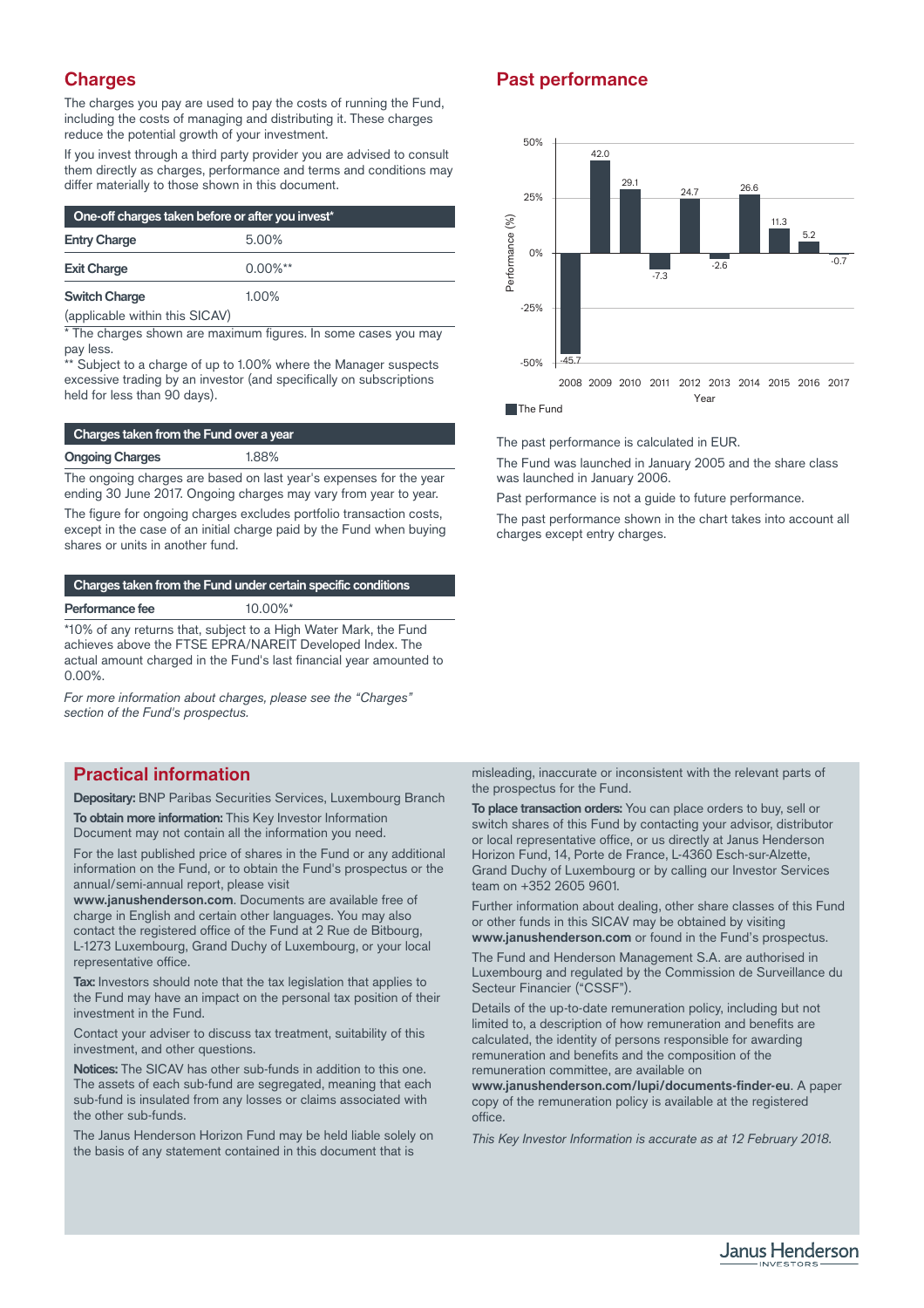## Charges

The charges you pay are used to pay the costs of running the Fund, including the costs of managing and distributing it. These charges reduce the potential growth of your investment.

If you invest through a third party provider you are advised to consult them directly as charges, performance and terms and conditions may differ materially to those shown in this document.

| One-off charges taken before or after you invest* | |
|---|---|
| **Entry Charge** | 5.00% |
| **Exit Charge** | 0.00%** |
| **Switch Charge** (applicable within this SICAV) | 1.00% |

\* The charges shown are maximum figures. In some cases you may pay less.
\*\* Subject to a charge of up to 1.00% where the Manager suspects excessive trading by an investor (and specifically on subscriptions held for less than 90 days).

| Charges taken from the Fund over a year | |
|---|---|
| **Ongoing Charges** | 1.88% |

The ongoing charges are based on last year's expenses for the year ending 30 June 2017. Ongoing charges may vary from year to year.

The figure for ongoing charges excludes portfolio transaction costs, except in the case of an initial charge paid by the Fund when buying shares or units in another fund.

| Charges taken from the Fund under certain specific conditions | |
|---|---|
| **Performance fee** | 10.00%* |

*10% of any returns that, subject to a High Water Mark, the Fund achieves above the FTSE EPRA/NAREIT Developed Index. The actual amount charged in the Fund's last financial year amounted to 0.00%.

*For more information about charges, please see the "Charges" section of the Fund's prospectus.*

## Past performance

Performance (%)
50%
25%
0%
-25%
-50%
-45.7
42.0
29.1
-7.3
24.7
-2.6
26.6
11.3
5.2
-0.7
2008 2009 2010 2011 2012 2013 2014 2015 2016 2017
Year
The Fund

The past performance is calculated in EUR.

The Fund was launched in January 2005 and the share class was launched in January 2006.

Past performance is not a guide to future performance.

The past performance shown in the chart takes into account all charges except entry charges.

## Practical information

**Depositary:** BNP Paribas Securities Services, Luxembourg Branch

**To obtain more information:** This Key Investor Information Document may not contain all the information you need.

For the last published price of shares in the Fund or any additional information on the Fund, or to obtain the Fund's prospectus or the annual/semi-annual report, please visit **www.janushenderson.com**. Documents are available free of charge in English and certain other languages. You may also contact the registered office of the Fund at 2 Rue de Bitbourg, L-1273 Luxembourg, Grand Duchy of Luxembourg, or your local representative office.

**Tax:** Investors should note that the tax legislation that applies to the Fund may have an impact on the personal tax position of their investment in the Fund.

Contact your adviser to discuss tax treatment, suitability of this investment, and other questions.

**Notices:** The SICAV has other sub-funds in addition to this one. The assets of each sub-fund are segregated, meaning that each sub-fund is insulated from any losses or claims associated with the other sub-funds.

The Janus Henderson Horizon Fund may be held liable solely on the basis of any statement contained in this document that is misleading, inaccurate or inconsistent with the relevant parts of the prospectus for the Fund.

**To place transaction orders:** You can place orders to buy, sell or switch shares of this Fund by contacting your advisor, distributor or local representative office, or us directly at Janus Henderson Horizon Fund, 14, Porte de France, L-4360 Esch-sur-Alzette, Grand Duchy of Luxembourg or by calling our Investor Services team on +352 2605 9601.

Further information about dealing, other share classes of this Fund or other funds in this SICAV may be obtained by visiting **www.janushenderson.com** or found in the Fund's prospectus.

The Fund and Henderson Management S.A. are authorised in Luxembourg and regulated by the Commission de Surveillance du Secteur Financier ("CSSF").

Details of the up-to-date remuneration policy, including but not limited to, a description of how remuneration and benefits are calculated, the identity of persons responsible for awarding remuneration and benefits and the composition of the remuneration committee, are available on **www.janushenderson.com/lupi/documents-finder-eu**. A paper copy of the remuneration policy is available at the registered office.

*This Key Investor Information is accurate as at 12 February 2018.*